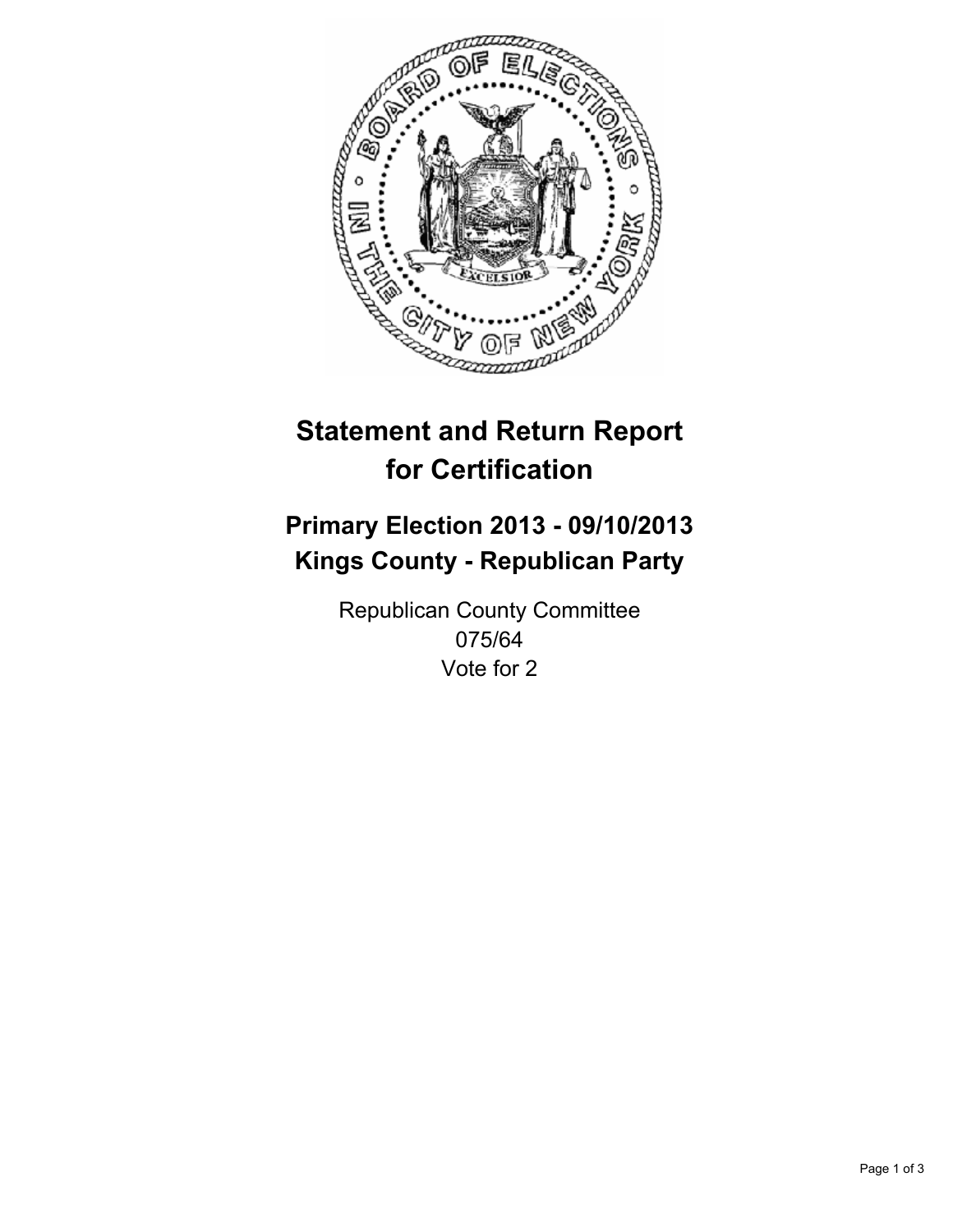# Statement and Return Report for Certification

## Primary Election 2013 - 09/10/2013
## Kings County - Republican Party

Republican County Committee
075/64
Vote for 2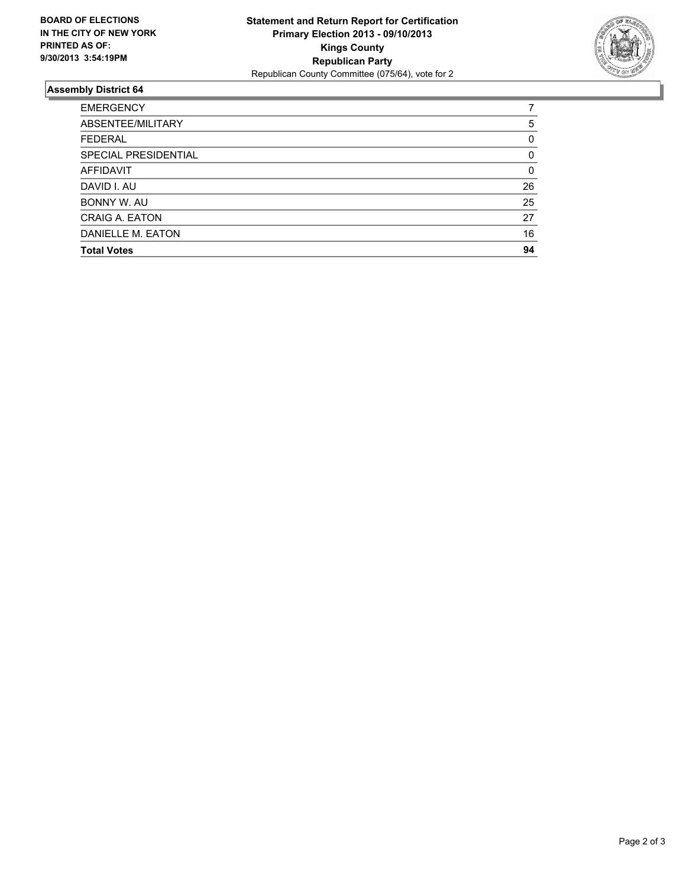**BOARD OF ELECTIONS IN THE CITY OF NEW YORK PRINTED AS OF: 9/30/2013 3:54:19PM**

**Statement and Return Report for Certification**
**Primary Election 2013 - 09/10/2013**
**Kings County**
**Republican Party**
Republican County Committee (075/64), vote for 2

## Assembly District 64

| | |
|---|---|
| EMERGENCY | 7 |
| ABSENTEE/MILITARY | 5 |
| FEDERAL | 0 |
| SPECIAL PRESIDENTIAL | 0 |
| AFFIDAVIT | 0 |
| DAVID I. AU | 26 |
| BONNY W. AU | 25 |
| CRAIG A. EATON | 27 |
| DANIELLE M. EATON | 16 |
| **Total Votes** | **94** |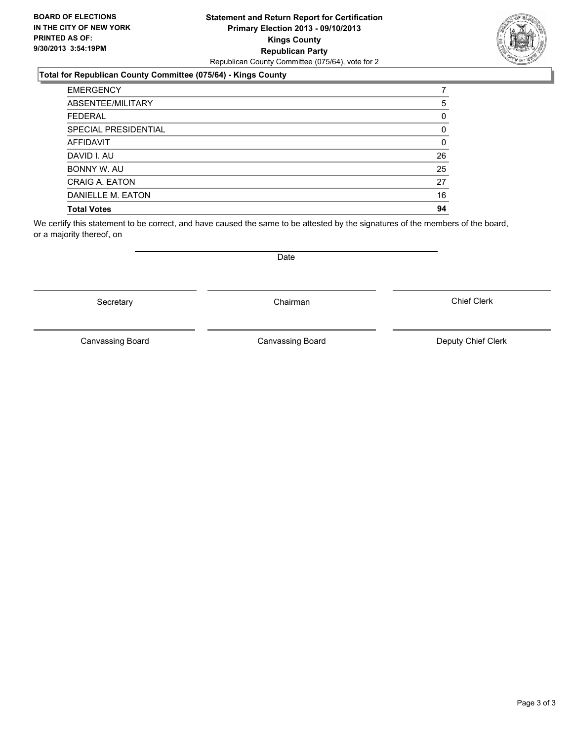**BOARD OF ELECTIONS IN THE CITY OF NEW YORK PRINTED AS OF: 9/30/2013 3:54:19PM**

**Statement and Return Report for Certification**
**Primary Election 2013 - 09/10/2013**
**Kings County**
**Republican Party**
Republican County Committee (075/64), vote for 2

**Total for Republican County Committee (075/64) - Kings County**

| | |
|---|---|
| EMERGENCY | 7 |
| ABSENTEE/MILITARY | 5 |
| FEDERAL | 0 |
| SPECIAL PRESIDENTIAL | 0 |
| AFFIDAVIT | 0 |
| DAVID I. AU | 26 |
| BONNY W. AU | 25 |
| CRAIG A. EATON | 27 |
| DANIELLE M. EATON | 16 |
| **Total Votes** | **94** |

We certify this statement to be correct, and have caused the same to be attested by the signatures of the members of the board, or a majority thereof, on

Date

Secretary | Chairman | Chief Clerk

Canvassing Board | Canvassing Board | Deputy Chief Clerk